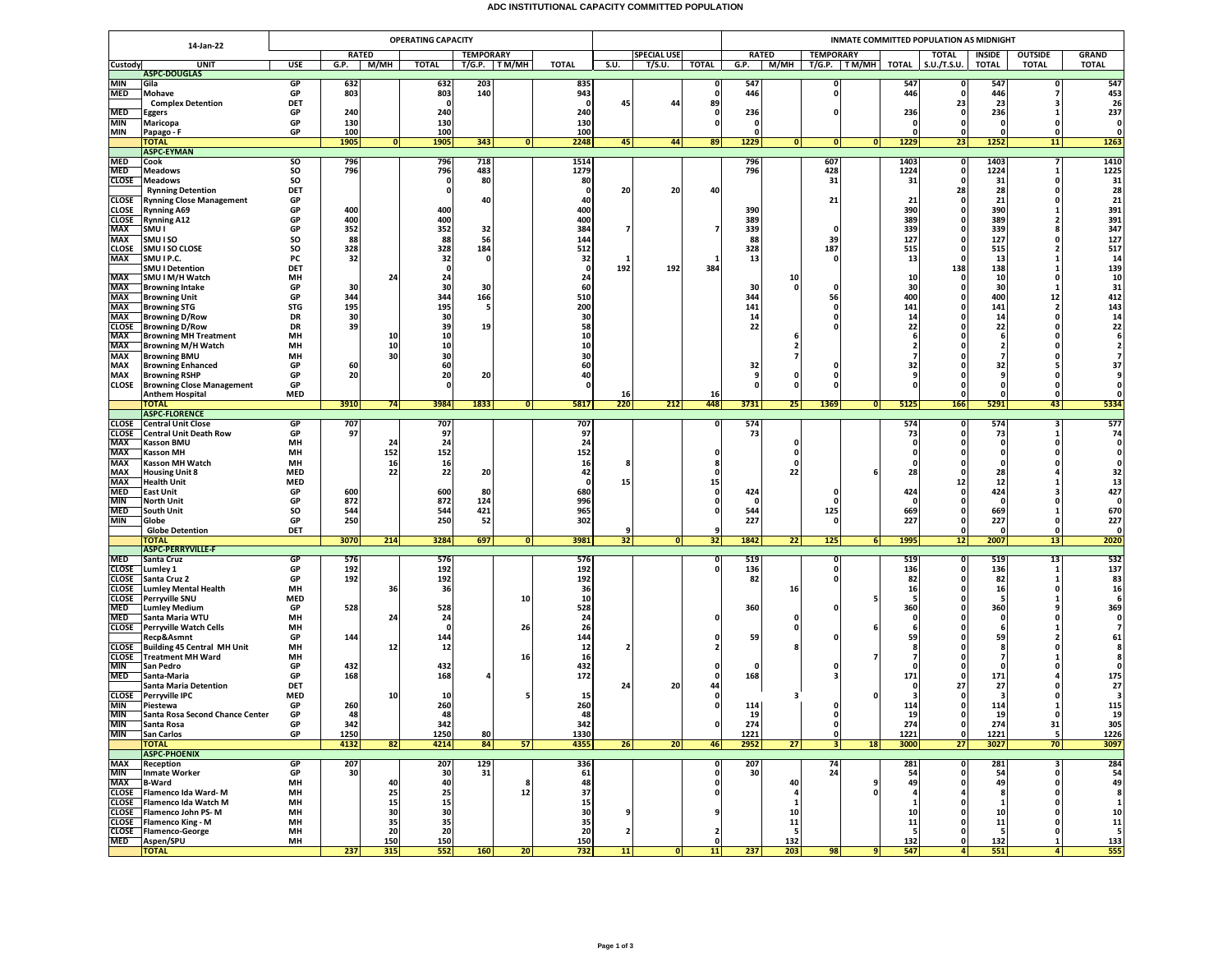# ADC INSTITUTIONAL CAPACITY COMMITTED POPULATION

| 14-Jan-22 | | | OPERATING CAPACITY | | | | | | | | | INMATE COMMITTED POPULATION AS MIDNIGHT | | | | | | | | |
|---|---|---|---|---|---|---|---|---|---|---|---|---|---|---|---|---|---|---|---|---|
| | | | RATED | | | TEMPORARY | | | SPECIAL USE | | | RATED | | TEMPORARY | | | TOTAL | INSIDE | OUTSIDE | GRAND |
| Custody | UNIT | USE | G.P. | M/MH | TOTAL | T/G.P. | T M/MH | TOTAL | S.U. | T/S.U. | TOTAL | G.P. | M/MH | T/G.P. | T M/MH | TOTAL | S.U./T.S.U. | TOTAL | TOTAL | TOTAL |
| | **ASPC-DOUGLAS** | | | | | | | | | | | | | | | | | | | |
| MIN | Gila | GP | 632 | | 632 | 203 | | 835 | | | 0 | 547 | | 0 | | 547 | 0 | 547 | 0 | 547 |
| MED | Mohave | GP | 803 | | 803 | 140 | | 943 | | | 0 | 446 | | 0 | | 446 | 0 | 446 | 7 | 453 |
| | Complex Detention | DET | | | 0 | | | 0 | 45 | 44 | 89 | | | | | | 23 | 23 | 3 | 26 |
| MED | Eggers | GP | 240 | | 240 | | | 240 | | | 0 | 236 | | 0 | | 236 | 0 | 236 | 1 | 237 |
| MIN | Maricopa | GP | 130 | | 130 | | | 130 | | | 0 | 0 | | | | 0 | 0 | 0 | 0 | 0 |
| MIN | Papago - F | GP | 100 | | 100 | | | 100 | | | | 0 | | | | 0 | 0 | 0 | 0 | 0 |
| | **TOTAL** | | 1905 | 0 | 1905 | 343 | 0 | 2248 | 45 | 44 | 89 | 1229 | 0 | 0 | 0 | 1229 | 23 | 1252 | 11 | 1263 |
| | **ASPC-EYMAN** | | | | | | | | | | | | | | | | | | | |
| MED | Cook | SO | 796 | | 796 | 718 | | 1514 | | | | 796 | | 607 | | 1403 | 0 | 1403 | 7 | 1410 |
| MED | Meadows | SO | 796 | | 796 | 483 | | 1279 | | | | 796 | | 428 | | 1224 | 0 | 1224 | 1 | 1225 |
| CLOSE | Meadows | SO | | | 0 | 80 | | 80 | | | | | | 31 | | 31 | 0 | 31 | 0 | 31 |
| | Rynning Detention | DET | | | 0 | | | 0 | 20 | 20 | 40 | | | | | | 28 | 28 | 0 | 28 |
| CLOSE | Rynning Close Management | GP | | | | 40 | | 40 | | | | | | 21 | | 21 | 0 | 21 | 0 | 21 |
| CLOSE | Rynning A69 | GP | 400 | | 400 | | | 400 | | | | 390 | | | | 390 | 0 | 390 | 1 | 391 |
| CLOSE | Rynning A12 | GP | 400 | | 400 | | | 400 | | | | 389 | | | | 389 | 0 | 389 | 2 | 391 |
| MAX | SMU I | GP | 352 | | 352 | 32 | | 384 | 7 | | 7 | 339 | | 0 | | 339 | 0 | 339 | 8 | 347 |
| MAX | SMU I SO | SO | 88 | | 88 | 56 | | 144 | | | | 88 | | 39 | | 127 | 0 | 127 | 0 | 127 |
| CLOSE | SMU I SO CLOSE | SO | 328 | | 328 | 184 | | 512 | | | | 328 | | 187 | | 515 | 0 | 515 | 2 | 517 |
| MAX | SMU I P.C. | PC | 32 | | 32 | 0 | | 32 | 1 | | 1 | 13 | | 0 | | 13 | 0 | 13 | 1 | 14 |
| | SMU I Detention | DET | | | 0 | | | 0 | 192 | 192 | 384 | | | | | | 138 | 138 | 1 | 139 |
| MAX | SMU I M/H Watch | MH | | 24 | 24 | | | 24 | | | | | 10 | | | 10 | 0 | 10 | 0 | 10 |
| MAX | Browning Intake | GP | 30 | | 30 | 30 | | 60 | | | | 30 | 0 | 0 | | 30 | 0 | 30 | 1 | 31 |
| MAX | Browning Unit | GP | 344 | | 344 | 166 | | 510 | | | | 344 | | 56 | | 400 | 0 | 400 | 12 | 412 |
| MAX | Browning STG | STG | 195 | | 195 | 5 | | 200 | | | | 141 | | 0 | | 141 | 0 | 141 | 2 | 143 |
| MAX | Browning D/Row | DR | 30 | | 30 | | | 30 | | | | 14 | | 0 | | 14 | 0 | 14 | 0 | 14 |
| CLOSE | Browning D/Row | DR | 39 | | 39 | 19 | | 58 | | | | 22 | | 0 | | 22 | 0 | 22 | 0 | 22 |
| MAX | Browning MH Treatment | MH | | 10 | 10 | | | 10 | | | | | 6 | | | 6 | 0 | 6 | 0 | 6 |
| MAX | Browning M/H Watch | MH | | 10 | 10 | | | 10 | | | | | 2 | | | 2 | 0 | 2 | 0 | 2 |
| MAX | Browning BMU | MH | | 30 | 30 | | | 30 | | | | | 7 | | | 7 | 0 | 7 | 0 | 7 |
| MAX | Browning Enhanced | GP | 60 | | 60 | | | 60 | | | | 32 | | 0 | | 32 | 0 | 32 | 5 | 37 |
| MAX | Browning RSHP | GP | 20 | | 20 | 20 | | 40 | | | | 9 | 0 | 0 | | 9 | 0 | 9 | 0 | 9 |
| CLOSE | Browning Close Management | GP | | | 0 | | | 0 | | | | 0 | 0 | 0 | | 0 | 0 | 0 | 0 | 0 |
| | Anthem Hospital | MED | | | | | | | 16 | | 16 | | | | | | 0 | 0 | 0 | 0 |
| | **TOTAL** | | 3910 | 74 | 3984 | 1833 | 0 | 5817 | 220 | 212 | 448 | 3731 | 25 | 1369 | 0 | 5125 | 166 | 5291 | 43 | 5334 |
| | **ASPC-FLORENCE** | | | | | | | | | | | | | | | | | | | |
| CLOSE | Central Unit Close | GP | 707 | | 707 | | | 707 | | | 0 | 574 | | | | 574 | 0 | 574 | 3 | 577 |
| CLOSE | Central Unit Death Row | GP | 97 | | 97 | | | 97 | | | | 73 | | | | 73 | 0 | 73 | 1 | 74 |
| MAX | Kasson BMU | MH | | 24 | 24 | | | 24 | | | | | 0 | | | 0 | 0 | 0 | 0 | 0 |
| MAX | Kasson MH | MH | | 152 | 152 | | | 152 | | | 0 | | 0 | | | 0 | 0 | 0 | 0 | 0 |
| MAX | Kasson MH Watch | MH | | 16 | 16 | | | 16 | 8 | | 8 | | 0 | | | 0 | 0 | 0 | 0 | 0 |
| MAX | Housing Unit 8 | MED | | 22 | 22 | 20 | | 42 | | | 0 | | 22 | | 6 | 28 | 0 | 28 | 4 | 32 |
| MAX | Health Unit | MED | | | | | | 0 | 15 | | 15 | | | | | | 12 | 12 | 1 | 13 |
| MED | East Unit | GP | 600 | | 600 | 80 | | 680 | | | 0 | 424 | | 0 | | 424 | 0 | 424 | 3 | 427 |
| MIN | North Unit | GP | 872 | | 872 | 124 | | 996 | | | 0 | 0 | | 0 | | 0 | 0 | 0 | 0 | 0 |
| MED | South Unit | SO | 544 | | 544 | 421 | | 965 | | | 0 | 544 | | 125 | | 669 | 0 | 669 | 1 | 670 |
| MIN | Globe | GP | 250 | | 250 | 52 | | 302 | | | | 227 | | 0 | | 227 | 0 | 227 | 0 | 227 |
| | Globe Detention | DET | | | | | | | 9 | | 9 | | | | | | 0 | 0 | 0 | 0 |
| | **TOTAL** | | 3070 | 214 | 3284 | 697 | 0 | 3981 | 32 | 0 | 32 | 1842 | 22 | 125 | 6 | 1995 | 12 | 2007 | 13 | 2020 |
| | **ASPC-PERRYVILLE-F** | | | | | | | | | | | | | | | | | | | |
| MED | Santa Cruz | GP | 576 | | 576 | | | 576 | | | 0 | 519 | | 0 | | 519 | 0 | 519 | 13 | 532 |
| CLOSE | Lumley 1 | GP | 192 | | 192 | | | 192 | | | 0 | 136 | | 0 | | 136 | 0 | 136 | 1 | 137 |
| CLOSE | Santa Cruz 2 | GP | 192 | | 192 | | | 192 | | | | 82 | | 0 | | 82 | 0 | 82 | 1 | 83 |
| CLOSE | Lumley Mental Health | MH | | 36 | 36 | | | 36 | | | | | 16 | | | 16 | 0 | 16 | 0 | 16 |
| CLOSE | Perryville SNU | MED | | | | | 10 | 10 | | | | | | | 5 | 5 | 0 | 5 | 1 | 6 |
| MED | Lumley Medium | GP | 528 | | 528 | | | 528 | | | | 360 | | 0 | | 360 | 0 | 360 | 9 | 369 |
| MED | Santa Maria WTU | MH | | 24 | 24 | | | 24 | | | 0 | | 0 | | | 0 | 0 | 0 | 0 | 0 |
| CLOSE | Perryville Watch Cells | MH | | | 0 | | 26 | 26 | | | | | 0 | | 6 | 6 | 0 | 6 | 1 | 7 |
| | Recp&Asmnt | GP | 144 | | 144 | | | 144 | | | 0 | 59 | | 0 | | 59 | 0 | 59 | 2 | 61 |
| CLOSE | Building 45 Central MH Unit | MH | | 12 | 12 | | | 12 | 2 | | 2 | | 8 | | | 8 | 0 | 8 | 0 | 8 |
| CLOSE | Treatment MH Ward | MH | | | | | 16 | 16 | | | | | | | 7 | 7 | 0 | 7 | 1 | 8 |
| MIN | San Pedro | GP | 432 | | 432 | | | 432 | | | 0 | 0 | | 0 | | 0 | 0 | 0 | 0 | 0 |
| MED | Santa-Maria | GP | 168 | | 168 | 4 | | 172 | | | 0 | 168 | | 3 | | 171 | 0 | 171 | 4 | 175 |
| | Santa Maria Detention | DET | | | | | | | 24 | 20 | 44 | | | | | 0 | 27 | 27 | 0 | 27 |
| CLOSE | Perryville IPC | MED | | 10 | 10 | | 5 | 15 | | | 0 | | 3 | | 0 | 3 | 0 | 3 | 0 | 3 |
| MIN | Piestewa | GP | 260 | | 260 | | | 260 | | | 0 | 114 | | 0 | | 114 | 0 | 114 | 1 | 115 |
| MIN | Santa Rosa Second Chance Center | GP | 48 | | 48 | | | 48 | | | | 19 | | 0 | | 19 | 0 | 19 | 0 | 19 |
| MIN | Santa Rosa | GP | 342 | | 342 | | | 342 | | | 0 | 274 | | 0 | | 274 | 0 | 274 | 31 | 305 |
| MIN | San Carlos | GP | 1250 | | 1250 | 80 | | 1330 | | | | 1221 | | 0 | | 1221 | 0 | 1221 | 5 | 1226 |
| | **TOTAL** | | 4132 | 82 | 4214 | 84 | 57 | 4355 | 26 | 20 | 46 | 2952 | 27 | 3 | 18 | 3000 | 27 | 3027 | 70 | 3097 |
| | **ASPC-PHOENIX** | | | | | | | | | | | | | | | | | | | |
| MAX | Reception | GP | 207 | | 207 | 129 | | 336 | | | 0 | 207 | | 74 | | 281 | 0 | 281 | 3 | 284 |
| MIN | Inmate Worker | GP | 30 | | 30 | 31 | | 61 | | | 0 | 30 | | 24 | | 54 | 0 | 54 | 0 | 54 |
| MAX | B-Ward | MH | | 40 | 40 | | 8 | 48 | | | 0 | | 40 | | 9 | 49 | 0 | 49 | 0 | 49 |
| CLOSE | Flamenco Ida Ward- M | MH | | 25 | 25 | | 12 | 37 | | | 0 | | 4 | | 0 | 4 | 4 | 8 | 0 | 8 |
| CLOSE | Flamenco Ida Watch M | MH | | 15 | 15 | | | 15 | | | | | 1 | | | 1 | 0 | 1 | 0 | 1 |
| CLOSE | Flamenco John PS- M | MH | | 30 | 30 | | | 30 | 9 | | 9 | | 10 | | | 10 | 0 | 10 | 0 | 10 |
| CLOSE | Flamenco King - M | MH | | 35 | 35 | | | 35 | | | | | 11 | | | 11 | 0 | 11 | 0 | 11 |
| CLOSE | Flamenco-George | MH | | 20 | 20 | | | 20 | 2 | | 2 | | 5 | | | 5 | 0 | 5 | 0 | 5 |
| MED | Aspen/SPU | MH | | 150 | 150 | | | 150 | | | 0 | | 132 | | | 132 | 0 | 132 | 1 | 133 |
| | **TOTAL** | | 237 | 315 | 552 | 160 | 20 | 732 | 11 | 0 | 11 | 237 | 203 | 98 | 9 | 547 | 4 | 551 | 4 | 555 |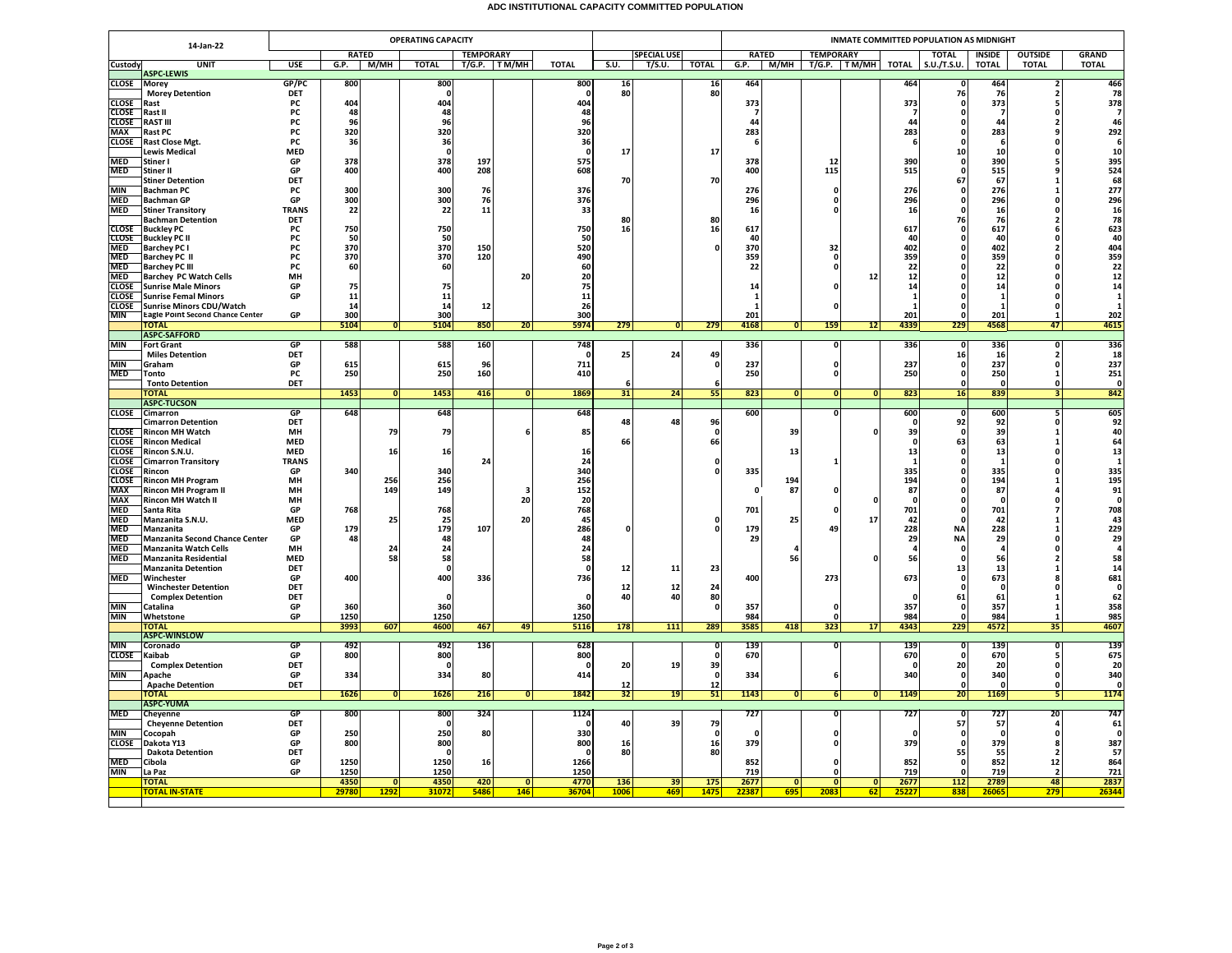# ADC INSTITUTIONAL CAPACITY COMMITTED POPULATION

| 14-Jan-22 | | | OPERATING CAPACITY | | | | | | | | | | INMATE COMMITTED POPULATION AS MIDNIGHT | | | | | | | | |
|---|---|---|---|---|---|---|---|---|---|---|---|---|---|---|---|---|---|---|---|---|---|
| | | | RATED | | | TEMPORARY | | | | SPECIAL USE | | | RATED | | TEMPORARY | | | TOTAL | INSIDE | OUTSIDE | GRAND |
| Custody | UNIT | USE | G.P. | M/MH | TOTAL | T/G.P. | T M/MH | TOTAL | S.U. | T/S.U. | TOTAL | G.P. | M/MH | T/G.P. | T M/MH | TOTAL | S.U./T.S.U. | TOTAL | TOTAL | TOTAL |
| | **ASPC-LEWIS** | | | | | | | | | | | | | | | | | | | |
| CLOSE | Morey | GP/PC | 800 | | 800 | | | 800 | 16 | | 16 | 464 | | | | 464 | 0 | 464 | 2 | 466 |
| | Morey Detention | DET | | | 0 | | | 0 | 80 | | 80 | | | | | | 76 | 76 | 2 | 78 |
| CLOSE | Rast | PC | 404 | | 404 | | | 404 | | | | 373 | | | | 373 | 0 | 373 | 5 | 378 |
| CLOSE | Rast II | PC | 48 | | 48 | | | 48 | | | | 7 | | | | 7 | 0 | 7 | 0 | 7 |
| CLOSE | RAST III | PC | 96 | | 96 | | | 96 | | | | 44 | | | | 44 | 0 | 44 | 2 | 46 |
| MAX | Rast PC | PC | 320 | | 320 | | | 320 | | | | 283 | | | | 283 | 0 | 283 | 9 | 292 |
| CLOSE | Rast Close Mgt. | PC | 36 | | 36 | | | 36 | | | | 6 | | | | 6 | 0 | 6 | 0 | 6 |
| | Lewis Medical | MED | | | 0 | | | 0 | 17 | | 17 | | | | | | 10 | 10 | 0 | 10 |
| MED | Stiner I | GP | 378 | | 378 | 197 | | 575 | | | | 378 | | 12 | | 390 | 0 | 390 | 5 | 395 |
| MED | Stiner II | GP | 400 | | 400 | 208 | | 608 | | | | 400 | | 115 | | 515 | 0 | 515 | 9 | 524 |
| | Stiner Detention | DET | | | | | | | 70 | | 70 | | | | | | 67 | 67 | 1 | 68 |
| MIN | Bachman PC | PC | 300 | | 300 | 76 | | 376 | | | | 276 | | 0 | | 276 | 0 | 276 | 1 | 277 |
| MED | Bachman GP | GP | 300 | | 300 | 76 | | 376 | | | | 296 | | 0 | | 296 | 0 | 296 | 0 | 296 |
| MED | Stiner Transitory | TRANS | 22 | | 22 | 11 | | 33 | | | | 16 | | 0 | | 16 | 0 | 16 | 0 | 16 |
| | Bachman Detention | DET | | | | | | | 80 | | 80 | | | | | | 76 | 76 | 2 | 78 |
| CLOSE | Buckley PC | PC | 750 | | 750 | | | 750 | 16 | | 16 | 617 | | | | 617 | 0 | 617 | 6 | 623 |
| CLOSE | Buckley PC II | PC | 50 | | 50 | | | 50 | | | | 40 | | | | 40 | 0 | 40 | 0 | 40 |
| MED | Barchey PC I | PC | 370 | | 370 | 150 | | 520 | | | 0 | 370 | | 32 | | 402 | 0 | 402 | 2 | 404 |
| MED | Barchey PC II | PC | 370 | | 370 | 120 | | 490 | | | | 359 | | 0 | | 359 | 0 | 359 | 0 | 359 |
| MED | Barchey PC III | PC | 60 | | 60 | | | 60 | | | | 22 | | 0 | | 22 | 0 | 22 | 0 | 22 |
| MED | Barchey PC Watch Cells | MH | | | | | 20 | 20 | | | | | | | 12 | 12 | 0 | 12 | 0 | 12 |
| CLOSE | Sunrise Male Minors | GP | 75 | | 75 | | | 75 | | | | 14 | | 0 | | 14 | 0 | 14 | 0 | 14 |
| CLOSE | Sunrise Femal Minors | GP | 11 | | 11 | | | 11 | | | | 1 | | | | 1 | 0 | 1 | 0 | 1 |
| CLOSE | Sunrise Minors CDU/Watch | | 14 | | 14 | 12 | | 26 | | | | 1 | | 0 | | 1 | 0 | 1 | 0 | 1 |
| MIN | Eagle Point Second Chance Center | GP | 300 | | 300 | | | 300 | | | | 201 | | | | 201 | 0 | 201 | 1 | 202 |
| | **TOTAL** | | **5104** | **0** | **5104** | **850** | **20** | **5974** | **279** | **0** | **279** | **4168** | **0** | **159** | **12** | **4339** | **229** | **4568** | **47** | **4615** |
| | **ASPC-SAFFORD** | | | | | | | | | | | | | | | | | | | |
| MIN | Fort Grant | GP | 588 | | 588 | 160 | | 748 | | | | 336 | | 0 | | 336 | 0 | 336 | 0 | 336 |
| | Miles Detention | DET | | | | | | 0 | 25 | 24 | 49 | | | | | | 16 | 16 | 2 | 18 |
| MIN | Graham | GP | 615 | | 615 | 96 | | 711 | | | 0 | 237 | | 0 | | 237 | 0 | 237 | 0 | 237 |
| MED | Tonto | PC | 250 | | 250 | 160 | | 410 | | | | 250 | | 0 | | 250 | 0 | 250 | 1 | 251 |
| | Tonto Detention | DET | | | | | | | 6 | | 6 | | | | | | 0 | 0 | 0 | 0 |
| | **TOTAL** | | **1453** | **0** | **1453** | **416** | **0** | **1869** | **31** | **24** | **55** | **823** | **0** | **0** | **0** | **823** | **16** | **839** | **3** | **842** |
| | **ASPC-TUCSON** | | | | | | | | | | | | | | | | | | | |
| CLOSE | Cimarron | GP | 648 | | 648 | | | 648 | | | | 600 | | 0 | | 600 | 0 | 600 | 5 | 605 |
| | Cimarron Detention | DET | | | | | | | 48 | 48 | 96 | | | | | 0 | 92 | 92 | 0 | 92 |
| CLOSE | Rincon MH Watch | MH | | 79 | 79 | | 6 | 85 | | | 0 | | 39 | | 0 | 39 | 0 | 39 | 1 | 40 |
| CLOSE | Rincon Medical | MED | | | | | | | 66 | | 66 | | | | | 0 | 63 | 63 | 1 | 64 |
| CLOSE | Rincon S.N.U. | MED | | 16 | 16 | | | 16 | | | | | 13 | | | 13 | 0 | 13 | 0 | 13 |
| CLOSE | Cimarron Transitory | TRANS | | | | 24 | | 24 | | | 0 | | | 1 | | 1 | 0 | 1 | 0 | 1 |
| CLOSE | Rincon | GP | 340 | | 340 | | | 340 | | | 0 | 335 | | | | 335 | 0 | 335 | 0 | 335 |
| CLOSE | Rincon MH Program | MH | | 256 | 256 | | | 256 | | | | | 194 | | | 194 | 0 | 194 | 1 | 195 |
| MAX | Rincon MH Program II | MH | | 149 | 149 | | 3 | 152 | | | | 0 | 87 | 0 | | 87 | 0 | 87 | 4 | 91 |
| MAX | Rincon MH Watch II | MH | | | | | 20 | 20 | | | | | | | 0 | 0 | 0 | 0 | 0 | 0 |
| MED | Santa Rita | GP | 768 | | 768 | | | 768 | | | | 701 | | 0 | | 701 | 0 | 701 | 7 | 708 |
| MED | Manzanita S.N.U. | MED | | 25 | 25 | | 20 | 45 | | | 0 | | 25 | | 17 | 42 | 0 | 42 | 1 | 43 |
| MED | Manzanita | GP | 179 | | 179 | 107 | | 286 | 0 | | 0 | 179 | | 49 | | 228 | NA | 228 | 1 | 229 |
| MED | Manzanita Second Chance Center | GP | 48 | | 48 | | | 48 | | | | 29 | | | | 29 | NA | 29 | 0 | 29 |
| MED | Manzanita Watch Cells | MH | | 24 | 24 | | | 24 | | | | | 4 | | | 4 | 0 | 4 | 0 | 4 |
| MED | Manzanita Residential | MED | | 58 | 58 | | | 58 | | | | | 56 | | 0 | 56 | 0 | 56 | 2 | 58 |
| | Manzanita Detention | DET | | | 0 | | | 0 | 12 | 11 | 23 | | | | | | 13 | 13 | 1 | 14 |
| MED | Winchester | GP | 400 | | 400 | 336 | | 736 | | | | 400 | | 273 | | 673 | 0 | 673 | 8 | 681 |
| | Winchester Detention | DET | | | | | | | 12 | 12 | 24 | | | | | | 0 | 0 | 0 | 0 |
| | Complex Detention | DET | | | 0 | | | 0 | 40 | 40 | 80 | | | | | 0 | 61 | 61 | 1 | 62 |
| MIN | Catalina | GP | 360 | | 360 | | | 360 | | | 0 | 357 | | 0 | | 357 | 0 | 357 | 1 | 358 |
| MIN | Whetstone | GP | 1250 | | 1250 | | | 1250 | | | | 984 | | 0 | | 984 | 0 | 984 | 1 | 985 |
| | **TOTAL** | | **3993** | **607** | **4600** | **467** | **49** | **5116** | **178** | **111** | **289** | **3585** | **418** | **323** | **17** | **4343** | **229** | **4572** | **35** | **4607** |
| | **ASPC-WINSLOW** | | | | | | | | | | | | | | | | | | | |
| MIN | Coronado | GP | 492 | | 492 | 136 | | 628 | | | 0 | 139 | | 0 | | 139 | 0 | 139 | 0 | 139 |
| CLOSE | Kaibab | GP | 800 | | 800 | | | 800 | | | 0 | 670 | | | | 670 | 0 | 670 | 5 | 675 |
| | Complex Detention | DET | | | 0 | | | 0 | 20 | 19 | 39 | | | | | 0 | 20 | 20 | 0 | 20 |
| MIN | Apache | GP | 334 | | 334 | 80 | | 414 | | | 0 | 334 | | 6 | | 340 | 0 | 340 | 0 | 340 |
| | Apache Detention | DET | | | | | | | 12 | | 12 | | | | | | 0 | 0 | 0 | 0 |
| | **TOTAL** | | **1626** | **0** | **1626** | **216** | **0** | **1842** | **32** | **19** | **51** | **1143** | **0** | **6** | **0** | **1149** | **20** | **1169** | **5** | **1174** |
| | **ASPC-YUMA** | | | | | | | | | | | | | | | | | | | |
| MED | Cheyenne | GP | 800 | | 800 | 324 | | 1124 | | | | 727 | | 0 | | 727 | 0 | 727 | 20 | 747 |
| | Cheyenne Detention | DET | | | 0 | | | 0 | 40 | 39 | 79 | | | | | | 57 | 57 | 4 | 61 |
| MIN | Cocopah | GP | 250 | | 250 | 80 | | 330 | | | 0 | 0 | | 0 | | 0 | 0 | 0 | 0 | 0 |
| CLOSE | Dakota Y13 | GP | 800 | | 800 | | | 800 | 16 | | 16 | 379 | | 0 | | 379 | 0 | 379 | 8 | 387 |
| | Dakota Detention | DET | | | 0 | | | 0 | 80 | | 80 | | | | | | 55 | 55 | 2 | 57 |
| MED | Cibola | GP | 1250 | | 1250 | 16 | | 1266 | | | | 852 | | 0 | | 852 | 0 | 852 | 12 | 864 |
| MIN | La Paz | GP | 1250 | | 1250 | | | 1250 | | | | 719 | | 0 | | 719 | 0 | 719 | 2 | 721 |
| | **TOTAL** | | **4350** | **0** | **4350** | **420** | **0** | **4770** | **136** | **39** | **175** | **2677** | **0** | **0** | **0** | **2677** | **112** | **2789** | **48** | **2837** |
| | **TOTAL IN-STATE** | | **29780** | **1292** | **31072** | **5486** | **146** | **36704** | **1006** | **469** | **1475** | **22387** | **695** | **2083** | **62** | **25227** | **838** | **26065** | **279** | **26344** |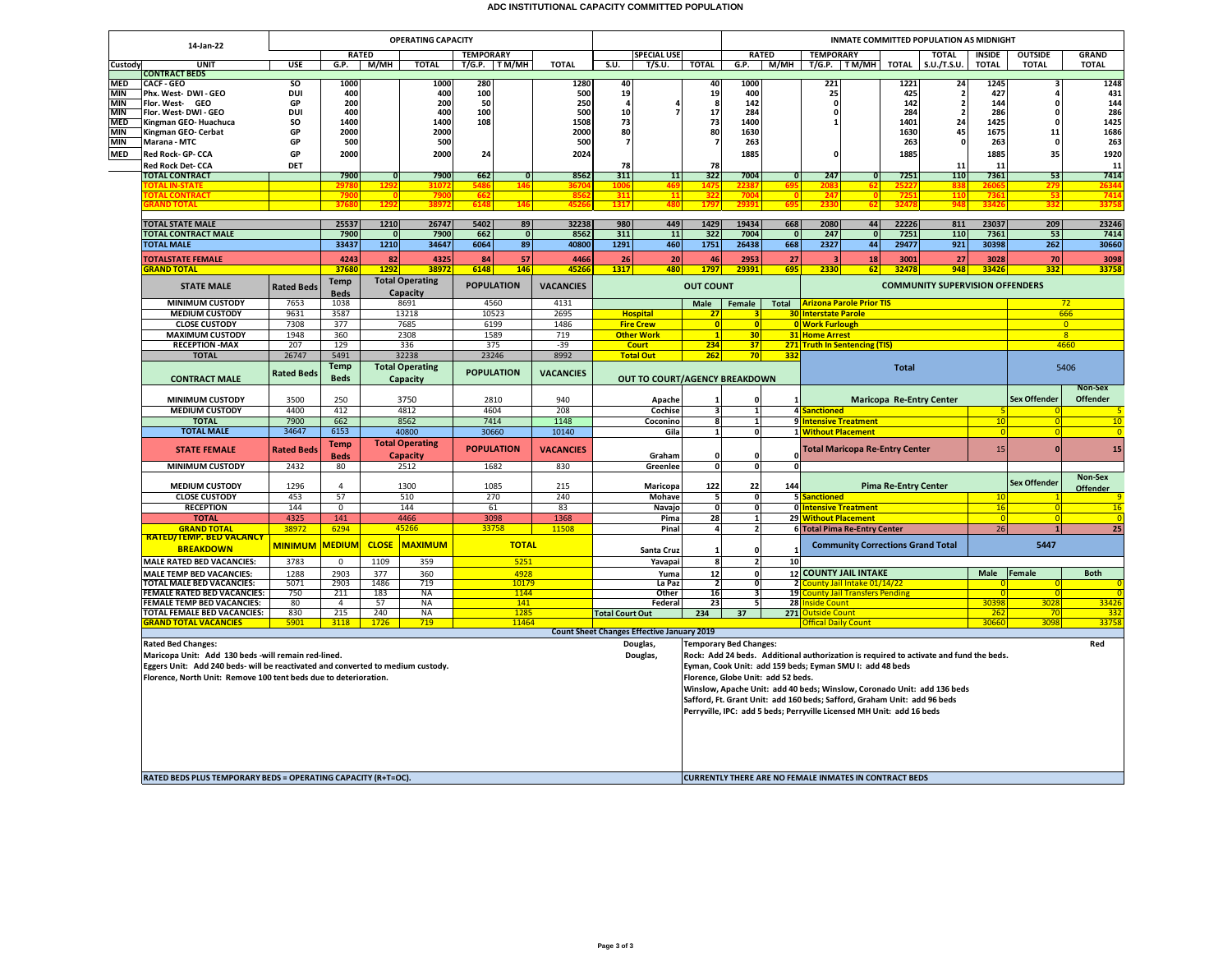# ADC INSTITUTIONAL CAPACITY COMMITTED POPULATION

| 14-Jan-22 | | | OPERATING CAPACITY | | | | | | | | | | INMATE COMMITTED POPULATION AS MIDNIGHT | | | | | | | | |
|---|---|---|---|---|---|---|---|---|---|---|---|---|---|---|---|---|---|---|---|---|---|
| | | | RATED | | | TEMPORARY | | | | SPECIAL USE | | | RATED | | TEMPORARY | | | TOTAL | INSIDE | OUTSIDE | GRAND |
| Custody | UNIT | USE | G.P. | M/MH | TOTAL | T/G.P. | T M/MH | TOTAL | S.U. | T/S.U. | TOTAL | G.P. | M/MH | T/G.P. | T M/MH | TOTAL | S.U./T.S.U. | TOTAL | TOTAL | TOTAL |
| | CONTRACT BEDS | | | | | | | | | | | | | | | | | | | |
| MED | CACF - GEO | SO | 1000 | | 1000 | 280 | | 1280 | 40 | | 40 | 1000 | | 221 | | 1221 | 24 | 1245 | 3 | 1248 |
| MIN | Phx. West- DWI - GEO | DUI | 400 | | 400 | 100 | | 500 | 19 | | 19 | 400 | | 25 | | 425 | 2 | 427 | 4 | 431 |
| MIN | Flor. West- GEO | GP | 200 | | 200 | 50 | | 250 | 4 | 4 | 8 | 142 | | 0 | | 142 | 2 | 144 | 0 | 144 |
| MIN | Flor. West- DWI - GEO | DUI | 400 | | 400 | 100 | | 500 | 10 | 7 | 17 | 284 | | 0 | | 284 | 2 | 286 | 0 | 286 |
| MED | Kingman GEO- Huachuca | SO | 1400 | | 1400 | 108 | | 1508 | 73 | | 73 | 1400 | | 1 | | 1401 | 24 | 1425 | 0 | 1425 |
| MIN | Kingman GEO- Cerbat | GP | 2000 | | 2000 | | | 2000 | 80 | | 80 | 1630 | | | | 1630 | 45 | 1675 | 11 | 1686 |
| MIN | Marana - MTC | GP | 500 | | 500 | | | 500 | 7 | | 7 | 263 | | | | 263 | 0 | 263 | 0 | 263 |
| MED | Red Rock- GP- CCA | GP | 2000 | | 2000 | 24 | | 2024 | | | | 1885 | | 0 | | 1885 | | 1885 | 35 | 1920 |
| | Red Rock Det- CCA | DET | | | | | | | 78 | | 78 | | | | | | 11 | 11 | | 11 |
| | TOTAL CONTRACT | | 7900 | 0 | 7900 | 662 | 0 | 8562 | 311 | 11 | 322 | 7004 | 0 | 247 | 0 | 7251 | 110 | 7361 | 53 | 7414 |
| | TOTAL IN-STATE | | 29780 | 1292 | 31072 | 5486 | 146 | 36704 | 1006 | 469 | 1475 | 22387 | 695 | 2083 | 62 | 25227 | 838 | 26065 | 279 | 26344 |
| | TOTAL CONTRACT | | 7900 | 0 | 7900 | 662 | 0 | 8562 | 311 | 11 | 322 | 7004 | 0 | 247 | 0 | 7251 | 110 | 7361 | 53 | 7414 |
| | GRAND TOTAL | | 37680 | 1292 | 38972 | 6148 | 146 | 45266 | 1317 | 480 | 1797 | 29391 | 695 | 2330 | 62 | 32478 | 948 | 33426 | 332 | 33758 |
| | TOTAL STATE MALE | | 25537 | 1210 | 26747 | 5402 | 89 | 32238 | 980 | 449 | 1429 | 19434 | 668 | 2080 | 44 | 22226 | 811 | 23037 | 209 | 23246 |
| | TOTAL CONTRACT MALE | | 7900 | 0 | 7900 | 662 | 0 | 8562 | 311 | 11 | 322 | 7004 | 0 | 247 | 0 | 7251 | 110 | 7361 | 53 | 7414 |
| | TOTAL MALE | | 33437 | 1210 | 34647 | 6064 | 89 | 40800 | 1291 | 460 | 1751 | 26438 | 668 | 2327 | 44 | 29477 | 921 | 30398 | 262 | 30660 |
| | TOTALSTATE FEMALE | | 4243 | 82 | 4325 | 84 | 57 | 4466 | 26 | 20 | 46 | 2953 | 27 | 3 | 18 | 3001 | 27 | 3028 | 70 | 3098 |
| | GRAND TOTAL | | 37680 | 1292 | 38972 | 6148 | 146 | 45266 | 1317 | 480 | 1797 | 29391 | 695 | 2330 | 62 | 32478 | 948 | 33426 | 332 | 33758 |

| STATE MALE | Rated Beds | Temp Beds | Total Operating Capacity | POPULATION | VACANCIES |
|---|---|---|---|---|---|
| MINIMUM CUSTODY | 7653 | 1038 | 8691 | 4560 | 4131 |
| MEDIUM CUSTODY | 9631 | 3587 | 13218 | 10523 | 2695 |
| CLOSE CUSTODY | 7308 | 377 | 7685 | 6199 | 1486 |
| MAXIMUM CUSTODY | 1948 | 360 | 2308 | 1589 | 719 |
| RECEPTION -MAX | 207 | 129 | 336 | 375 | -39 |
| TOTAL | 26747 | 5491 | 32238 | 23246 | 8992 |

| CONTRACT MALE | Rated Beds | Temp Beds | Total Operating Capacity | POPULATION | VACANCIES |
|---|---|---|---|---|---|
| MINIMUM CUSTODY | 3500 | 250 | 3750 | 2810 | 940 |
| MEDIUM CUSTODY | 4400 | 412 | 4812 | 4604 | 208 |
| TOTAL | 7900 | 662 | 8562 | 7414 | 1148 |
| TOTAL MALE | 34647 | 6153 | 40800 | 30660 | 10140 |

| STATE FEMALE | Rated Beds | Temp Beds | Total Operating Capacity | POPULATION | VACANCIES |
|---|---|---|---|---|---|
| MINIMUM CUSTODY | 2432 | 80 | 2512 | 1682 | 830 |
| MEDIUM CUSTODY | 1296 | 4 | 1300 | 1085 | 215 |
| CLOSE CUSTODY | 453 | 57 | 510 | 270 | 240 |
| RECEPTION | 144 | 0 | 144 | 61 | 83 |
| TOTAL | 4325 | 141 | 4466 | 3098 | 1368 |
| GRAND TOTAL | 38972 | 6294 | 45266 | 33758 | 11508 |

| RATED/TEMP. BED VACANCY BREAKDOWN | MINIMUM | MEDIUM | CLOSE | MAXIMUM | TOTAL |
|---|---|---|---|---|---|
| MALE RATED BED VACANCIES: | 3783 | 0 | 1109 | 359 | 5251 |
| MALE TEMP BED VACANCIES: | 1288 | 2903 | 377 | 360 | 4928 |
| TOTAL MALE BED VACANCIES: | 5071 | 2903 | 1486 | 719 | 10179 |
| FEMALE RATED BED VACANCIES: | 750 | 211 | 183 | NA | 1144 |
| FEMALE TEMP BED VACANCIES: | 80 | 4 | 57 | NA | 141 |
| TOTAL FEMALE BED VACANCIES: | 830 | 215 | 240 | NA | 1285 |
| GRAND TOTAL VACANCIES | 5901 | 3118 | 1726 | 719 | 11464 |

## OUT COUNT

| | Male | Female | Total |
|---|---|---|---|
| Hospital | 27 | 3 | 30 |
| Fire Crew | 0 | 0 | 0 |
| Other Work | 1 | 30 | 31 |
| Court | 234 | 37 | 271 |
| Total Out | 262 | 70 | 332 |

## OUT TO COURT/AGENCY BREAKDOWN

| | Male | Female | Total |
|---|---|---|---|
| Apache | 1 | 0 | 1 |
| Cochise | 3 | 1 | 4 |
| Coconino | 8 | 1 | 9 |
| Gila | 1 | 0 | 1 |
| Graham | 0 | 0 | 0 |
| Greenlee | 0 | 0 | 0 |
| Maricopa | 122 | 22 | 144 |
| Mohave | 5 | 0 | 5 |
| Navajo | 0 | 0 | 0 |
| Pima | 28 | 1 | 29 |
| Pinal | 4 | 2 | 6 |
| Santa Cruz | 1 | 0 | 1 |
| Yavapai | 8 | 2 | 10 |
| Yuma | 12 | 0 | 12 |
| La Paz | 2 | 0 | 2 |
| Other | 16 | 3 | 19 |
| Federal | 23 | 5 | 28 |
| Total Court Out | 234 | 37 | 271 |

## COMMUNITY SUPERVISION OFFENDERS

| | |
|---|---|
| Arizona Parole Prior TIS | 72 |
| Interstate Parole | 666 |
| Work Furlough | 0 |
| Home Arrest | 8 |
| Truth In Sentencing (TIS) | 4660 |
| Total | 5406 |

| Maricopa Re-Entry Center | | Sex Offender | Non-Sex Offender |
|---|---|---|---|
| Sanctioned | 5 | 0 | 5 |
| Intensive Treatment | 10 | 0 | 10 |
| Without Placement | 0 | 0 | 0 |
| Total Maricopa Re-Entry Center | 15 | 0 | 15 |

| Pima Re-Entry Center | | Sex Offender | Non-Sex Offender |
|---|---|---|---|
| Sanctioned | 10 | 1 | 9 |
| Intensive Treatment | 16 | 0 | 16 |
| Without Placement | 0 | 0 | 0 |
| Total Pima Re-Entry Center | 26 | 1 | 25 |

| Community Corrections Grand Total | 5447 |
|---|---|

| COUNTY JAIL INTAKE | Male | Female | Both |
|---|---|---|---|
| County Jail Intake 01/14/22 | 0 | 0 | 0 |
| County Jail Transfers Pending | 0 | 0 | 0 |
| Inside Count | 30398 | 3028 | 33426 |
| Outside Count | 262 | 70 | 332 |
| Offical Daily Count | 30660 | 3098 | 33758 |

Count Sheet Changes Effective January 2019

**Rated Bed Changes:**

Douglas,

Douglas,

**Maricopa Unit: Add 130 beds -will remain red-lined.**

**Eggers Unit: Add 240 beds- will be reactivated and converted to medium custody.**

**Florence, North Unit: Remove 100 tent beds due to deterioration.**

**Temporary Bed Changes:**

Red

**Rock: Add 24 beds. Additional authorization is required to activate and fund the beds.**

**Eyman, Cook Unit: add 159 beds; Eyman SMU I: add 48 beds**

**Florence, Globe Unit: add 52 beds.**

**Winslow, Apache Unit: add 40 beds; Winslow, Coronado Unit: add 136 beds**

**Safford, Ft. Grant Unit: add 160 beds; Safford, Graham Unit: add 96 beds**

**Perryville, IPC: add 5 beds; Perryville Licensed MH Unit: add 16 beds**

**RATED BEDS PLUS TEMPORARY BEDS = OPERATING CAPACITY (R+T=OC).**

**CURRENTLY THERE ARE NO FEMALE INMATES IN CONTRACT BEDS**